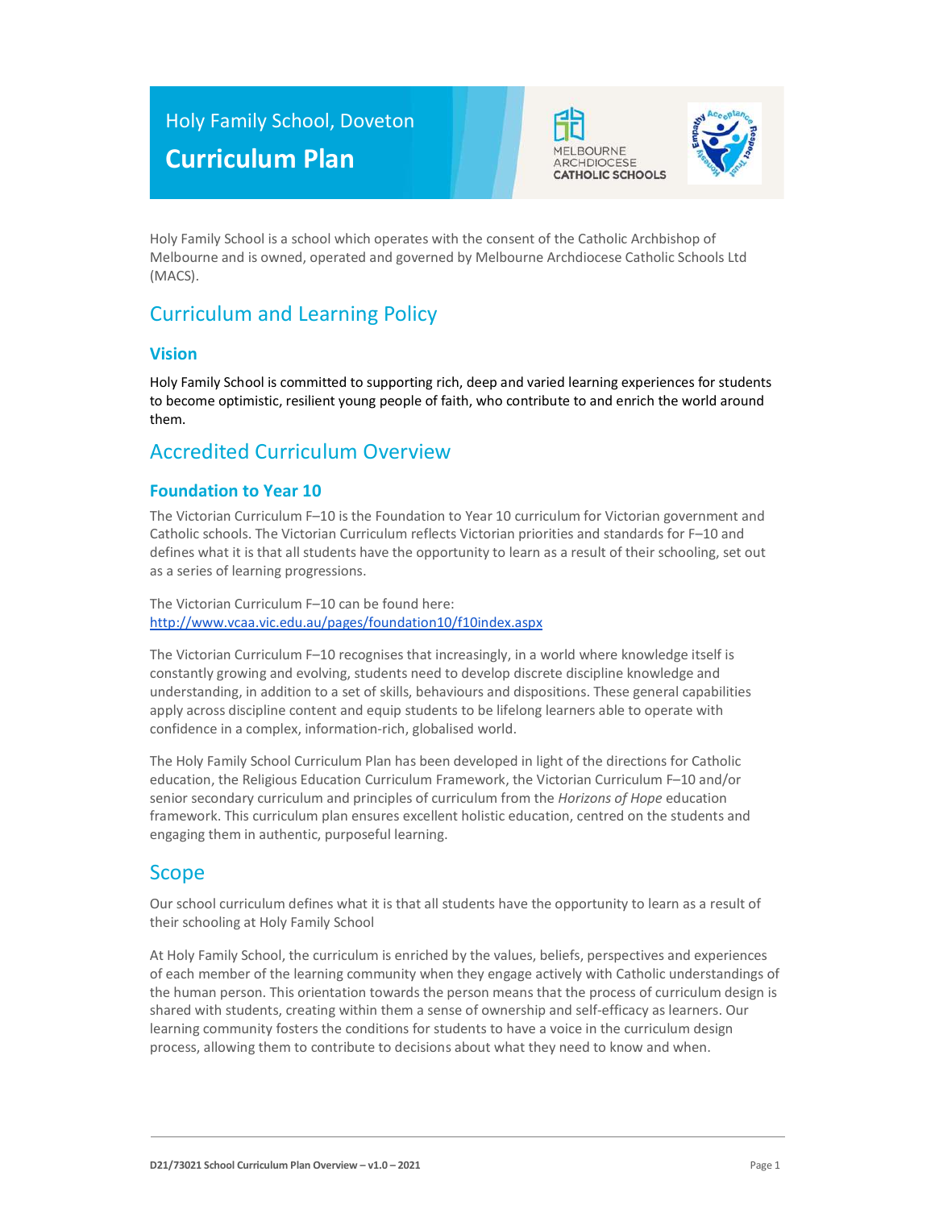# Holy Family School, Doveton

# Curriculum Plan

Holy Family School is a school which operates with the consent of the Catholic Archbishop of Melbourne and is owned, operated and governed by Melbourne Archdiocese Catholic Schools Ltd (MACS).

## Curriculum and Learning Policy

### Vision

Holy Family School is committed to supporting rich, deep and varied learning experiences for students to become optimistic, resilient young people of faith, who contribute to and enrich the world around them.

## Accredited Curriculum Overview

### Foundation to Year 10

The Victorian Curriculum F–10 is the Foundation to Year 10 curriculum for Victorian government and Catholic schools. The Victorian Curriculum reflects Victorian priorities and standards for F–10 and defines what it is that all students have the opportunity to learn as a result of their schooling, set out as a series of learning progressions.

The Victorian Curriculum F–10 can be found here:
[http://www.vcaa.vic.edu.au/pages/foundation10/f10index.aspx](http://www.vcaa.vic.edu.au/pages/foundation10/f10index.aspx)

The Victorian Curriculum F–10 recognises that increasingly, in a world where knowledge itself is constantly growing and evolving, students need to develop discrete discipline knowledge and understanding, in addition to a set of skills, behaviours and dispositions. These general capabilities apply across discipline content and equip students to be lifelong learners able to operate with confidence in a complex, information-rich, globalised world.

The Holy Family School Curriculum Plan has been developed in light of the directions for Catholic education, the Religious Education Curriculum Framework, the Victorian Curriculum F–10 and/or senior secondary curriculum and principles of curriculum from the *Horizons of Hope* education framework. This curriculum plan ensures excellent holistic education, centred on the students and engaging them in authentic, purposeful learning.

## Scope

Our school curriculum defines what it is that all students have the opportunity to learn as a result of their schooling at Holy Family School

At Holy Family School, the curriculum is enriched by the values, beliefs, perspectives and experiences of each member of the learning community when they engage actively with Catholic understandings of the human person. This orientation towards the person means that the process of curriculum design is shared with students, creating within them a sense of ownership and self-efficacy as learners. Our learning community fosters the conditions for students to have a voice in the curriculum design process, allowing them to contribute to decisions about what they need to know and when.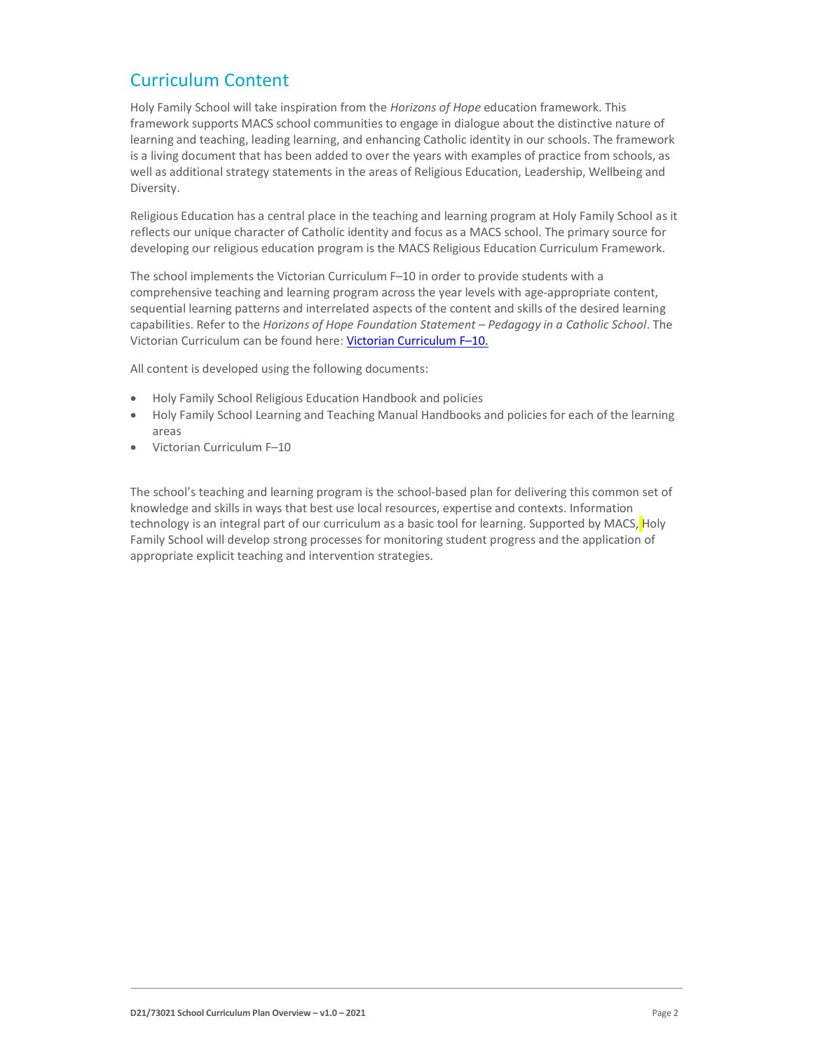## Curriculum Content

Holy Family School will take inspiration from the *Horizons of Hope* education framework. This framework supports MACS school communities to engage in dialogue about the distinctive nature of learning and teaching, leading learning, and enhancing Catholic identity in our schools. The framework is a living document that has been added to over the years with examples of practice from schools, as well as additional strategy statements in the areas of Religious Education, Leadership, Wellbeing and Diversity.

Religious Education has a central place in the teaching and learning program at Holy Family School as it reflects our unique character of Catholic identity and focus as a MACS school. The primary source for developing our religious education program is the MACS Religious Education Curriculum Framework.

The school implements the Victorian Curriculum F–10 in order to provide students with a comprehensive teaching and learning program across the year levels with age-appropriate content, sequential learning patterns and interrelated aspects of the content and skills of the desired learning capabilities. Refer to the *Horizons of Hope Foundation Statement – Pedagogy in a Catholic School*. The Victorian Curriculum can be found here: [Victorian Curriculum F–10.]()

All content is developed using the following documents:

- Holy Family School Religious Education Handbook and policies
- Holy Family School Learning and Teaching Manual Handbooks and policies for each of the learning areas
- Victorian Curriculum F–10

The school's teaching and learning program is the school-based plan for delivering this common set of knowledge and skills in ways that best use local resources, expertise and contexts. Information technology is an integral part of our curriculum as a basic tool for learning. Supported by MACS, Holy Family School will develop strong processes for monitoring student progress and the application of appropriate explicit teaching and intervention strategies.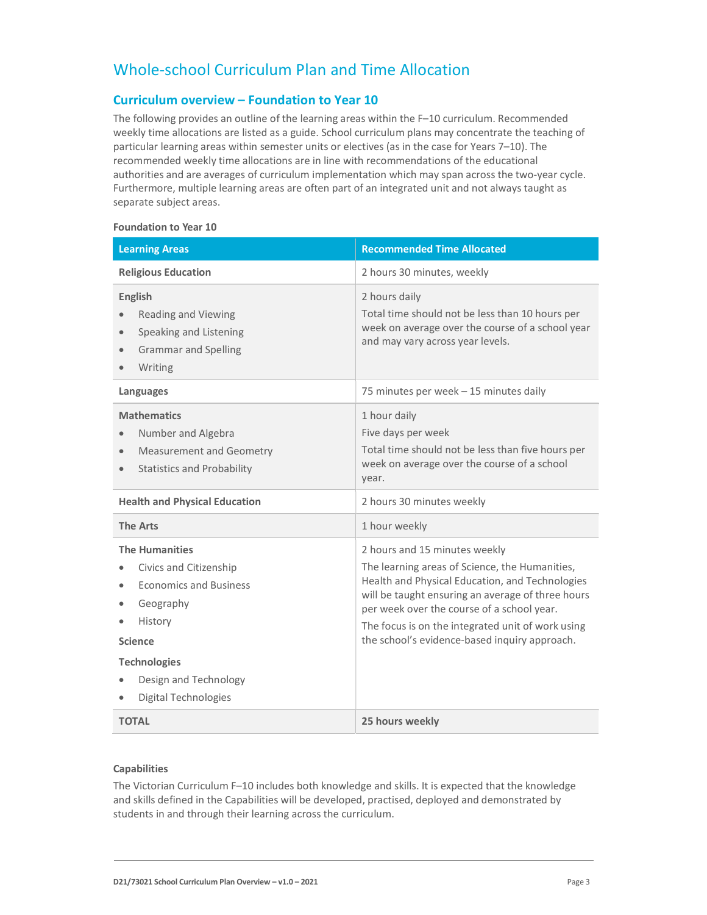# Whole-school Curriculum Plan and Time Allocation

## Curriculum overview – Foundation to Year 10

The following provides an outline of the learning areas within the F–10 curriculum. Recommended weekly time allocations are listed as a guide. School curriculum plans may concentrate the teaching of particular learning areas within semester units or electives (as in the case for Years 7–10). The recommended weekly time allocations are in line with recommendations of the educational authorities and are averages of curriculum implementation which may span across the two-year cycle. Furthermore, multiple learning areas are often part of an integrated unit and not always taught as separate subject areas.

**Foundation to Year 10**

| Learning Areas | Recommended Time Allocated |
| --- | --- |
| **Religious Education** | 2 hours 30 minutes, weekly |
| **English**<br>• Reading and Viewing<br>• Speaking and Listening<br>• Grammar and Spelling<br>• Writing | 2 hours daily<br>Total time should not be less than 10 hours per week on average over the course of a school year and may vary across year levels. |
| **Languages** | 75 minutes per week – 15 minutes daily |
| **Mathematics**<br>• Number and Algebra<br>• Measurement and Geometry<br>• Statistics and Probability | 1 hour daily<br>Five days per week<br>Total time should not be less than five hours per week on average over the course of a school year. |
| **Health and Physical Education** | 2 hours 30 minutes weekly |
| **The Arts** | 1 hour weekly |
| **The Humanities**<br>• Civics and Citizenship<br>• Economics and Business<br>• Geography<br>• History<br>**Science**<br>**Technologies**<br>• Design and Technology<br>• Digital Technologies | 2 hours and 15 minutes weekly<br>The learning areas of Science, the Humanities, Health and Physical Education, and Technologies will be taught ensuring an average of three hours per week over the course of a school year.<br>The focus is on the integrated unit of work using the school's evidence-based inquiry approach. |
| **TOTAL** | **25 hours weekly** |

**Capabilities**

The Victorian Curriculum F–10 includes both knowledge and skills. It is expected that the knowledge and skills defined in the Capabilities will be developed, practised, deployed and demonstrated by students in and through their learning across the curriculum.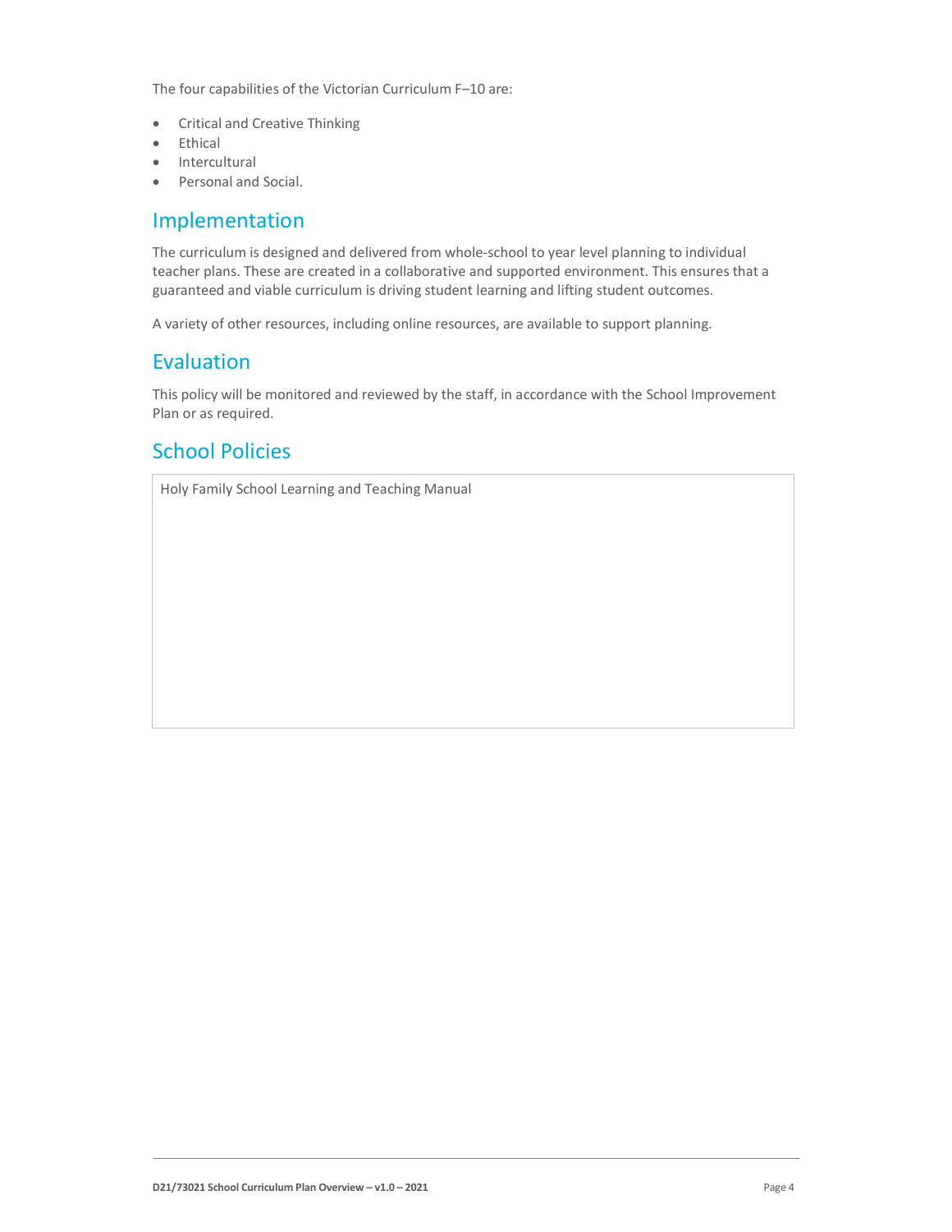The four capabilities of the Victorian Curriculum F–10 are:

- Critical and Creative Thinking
- Ethical
- Intercultural
- Personal and Social.

## Implementation

The curriculum is designed and delivered from whole-school to year level planning to individual teacher plans. These are created in a collaborative and supported environment. This ensures that a guaranteed and viable curriculum is driving student learning and lifting student outcomes.

A variety of other resources, including online resources, are available to support planning.

## Evaluation

This policy will be monitored and reviewed by the staff, in accordance with the School Improvement Plan or as required.

## School Policies

Holy Family School Learning and Teaching Manual